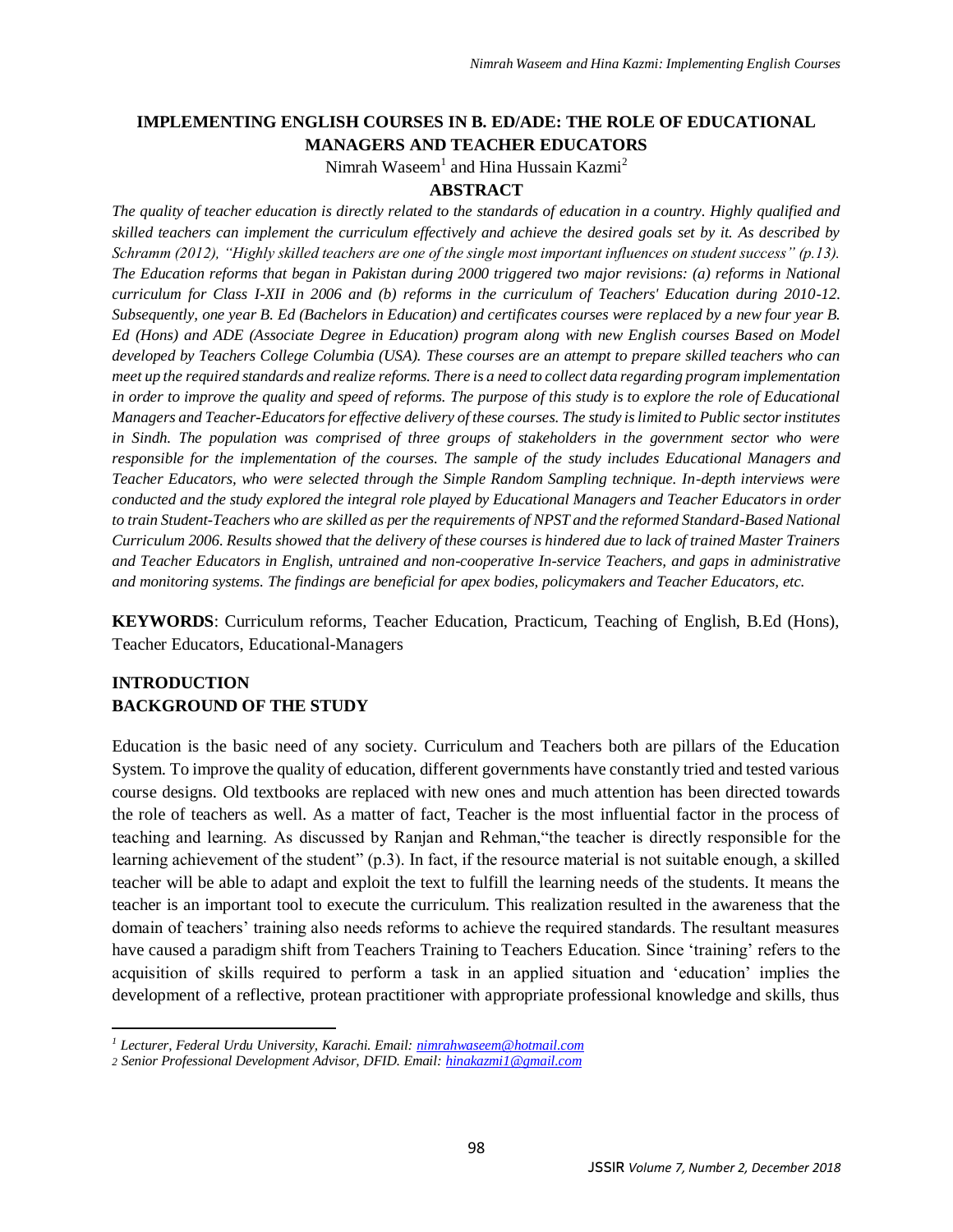# IMPLEMENTING ENGLISH COURSES IN B. ED/ADE: THE ROLE OF EDUCATIONAL MANAGERS AND TEACHER EDUCATORS

Nimrah Waseem[1] and Hina Hussain Kazmi[2]

## ABSTRACT

*The quality of teacher education is directly related to the standards of education in a country. Highly qualified and skilled teachers can implement the curriculum effectively and achieve the desired goals set by it. As described by Schramm (2012), "Highly skilled teachers are one of the single most important influences on student success" (p.13). The Education reforms that began in Pakistan during 2000 triggered two major revisions: (a) reforms in National curriculum for Class I-XII in 2006 and (b) reforms in the curriculum of Teachers' Education during 2010-12. Subsequently, one year B. Ed (Bachelors in Education) and certificates courses were replaced by a new four year B. Ed (Hons) and ADE (Associate Degree in Education) program along with new English courses Based on Model developed by Teachers College Columbia (USA). These courses are an attempt to prepare skilled teachers who can meet up the required standards and realize reforms. There is a need to collect data regarding program implementation in order to improve the quality and speed of reforms. The purpose of this study is to explore the role of Educational Managers and Teacher-Educators for effective delivery of these courses. The study is limited to Public sector institutes in Sindh. The population was comprised of three groups of stakeholders in the government sector who were responsible for the implementation of the courses. The sample of the study includes Educational Managers and Teacher Educators, who were selected through the Simple Random Sampling technique. In-depth interviews were conducted and the study explored the integral role played by Educational Managers and Teacher Educators in order to train Student-Teachers who are skilled as per the requirements of NPST and the reformed Standard-Based National Curriculum 2006. Results showed that the delivery of these courses is hindered due to lack of trained Master Trainers and Teacher Educators in English, untrained and non-cooperative In-service Teachers, and gaps in administrative and monitoring systems. The findings are beneficial for apex bodies, policymakers and Teacher Educators, etc.*

**KEYWORDS**: Curriculum reforms, Teacher Education, Practicum, Teaching of English, B.Ed (Hons), Teacher Educators, Educational-Managers

## INTRODUCTION

## BACKGROUND OF THE STUDY

Education is the basic need of any society. Curriculum and Teachers both are pillars of the Education System. To improve the quality of education, different governments have constantly tried and tested various course designs. Old textbooks are replaced with new ones and much attention has been directed towards the role of teachers as well. As a matter of fact, Teacher is the most influential factor in the process of teaching and learning. As discussed by Ranjan and Rehman,"the teacher is directly responsible for the learning achievement of the student" (p.3). In fact, if the resource material is not suitable enough, a skilled teacher will be able to adapt and exploit the text to fulfill the learning needs of the students. It means the teacher is an important tool to execute the curriculum. This realization resulted in the awareness that the domain of teachers' training also needs reforms to achieve the required standards. The resultant measures have caused a paradigm shift from Teachers Training to Teachers Education. Since 'training' refers to the acquisition of skills required to perform a task in an applied situation and 'education' implies the development of a reflective, protean practitioner with appropriate professional knowledge and skills, thus

---

*[1] Lecturer, Federal Urdu University, Karachi. Email: nimrahwaseem@hotmail.com*

*[2] Senior Professional Development Advisor, DFID. Email: hinakazmi1@gmail.com*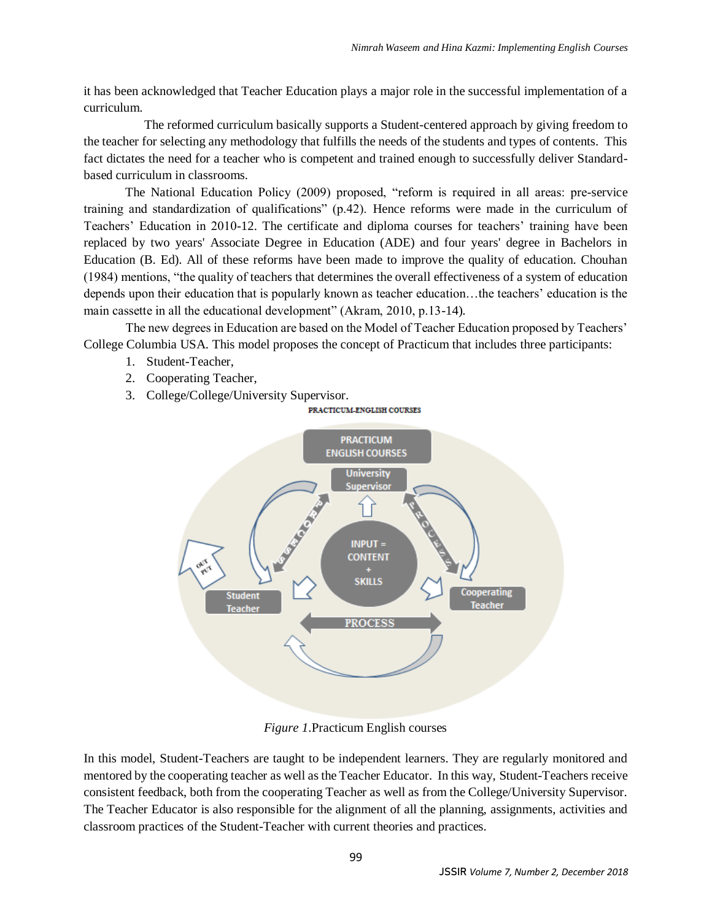it has been acknowledged that Teacher Education plays a major role in the successful implementation of a curriculum.

The reformed curriculum basically supports a Student-centered approach by giving freedom to the teacher for selecting any methodology that fulfills the needs of the students and types of contents. This fact dictates the need for a teacher who is competent and trained enough to successfully deliver Standard-based curriculum in classrooms.

The National Education Policy (2009) proposed, "reform is required in all areas: pre-service training and standardization of qualifications" (p.42). Hence reforms were made in the curriculum of Teachers' Education in 2010-12. The certificate and diploma courses for teachers' training have been replaced by two years' Associate Degree in Education (ADE) and four years' degree in Bachelors in Education (B. Ed). All of these reforms have been made to improve the quality of education. Chouhan (1984) mentions, "the quality of teachers that determines the overall effectiveness of a system of education depends upon their education that is popularly known as teacher education…the teachers' education is the main cassette in all the educational development" (Akram, 2010, p.13-14).

The new degrees in Education are based on the Model of Teacher Education proposed by Teachers' College Columbia USA. This model proposes the concept of Practicum that includes three participants:

1. Student-Teacher,
2. Cooperating Teacher,
3. College/College/University Supervisor.

PRACTICUM-ENGLISH COURSES

PRACTICUM ENGLISH COURSES

University Supervisor

INPUT = CONTENT + SKILLS

PROCESS

PROCESS

OUT PUT

Student Teacher

Cooperating Teacher

PROCESS

*Figure 1*.Practicum English courses

In this model, Student-Teachers are taught to be independent learners. They are regularly monitored and mentored by the cooperating teacher as well as the Teacher Educator. In this way, Student-Teachers receive consistent feedback, both from the cooperating Teacher as well as from the College/University Supervisor. The Teacher Educator is also responsible for the alignment of all the planning, assignments, activities and classroom practices of the Student-Teacher with current theories and practices.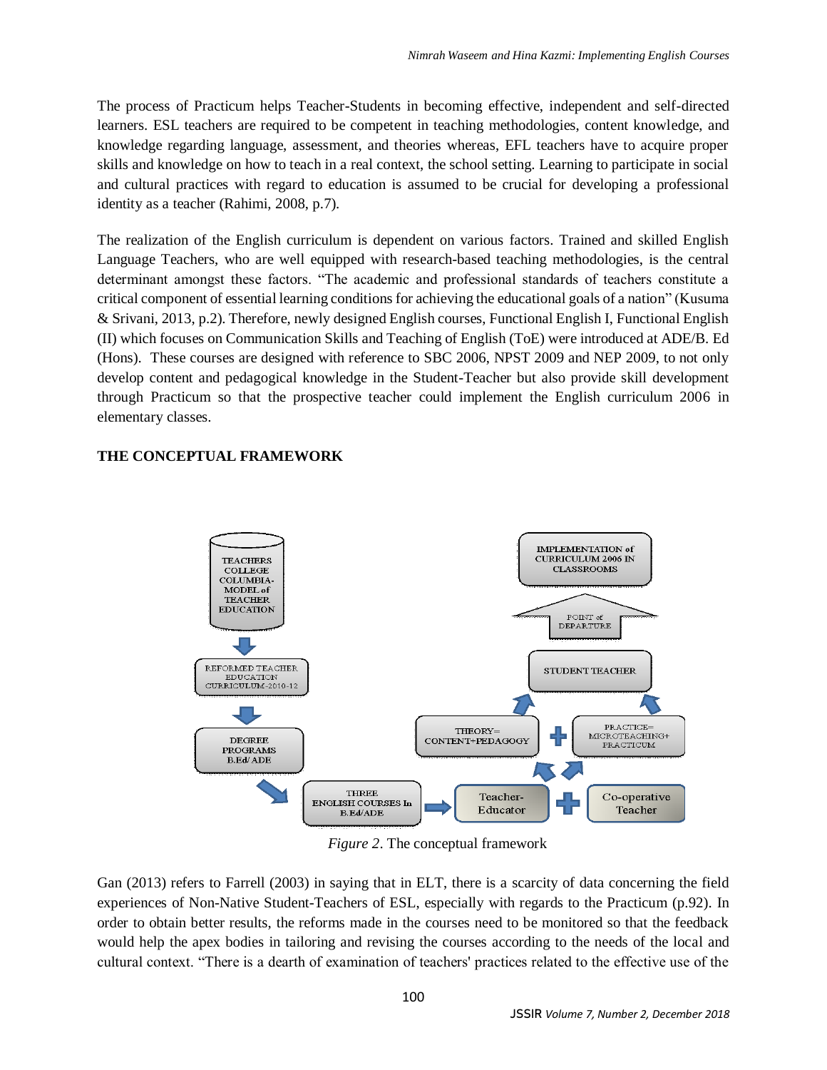The process of Practicum helps Teacher-Students in becoming effective, independent and self-directed learners. ESL teachers are required to be competent in teaching methodologies, content knowledge, and knowledge regarding language, assessment, and theories whereas, EFL teachers have to acquire proper skills and knowledge on how to teach in a real context, the school setting. Learning to participate in social and cultural practices with regard to education is assumed to be crucial for developing a professional identity as a teacher (Rahimi, 2008, p.7).

The realization of the English curriculum is dependent on various factors. Trained and skilled English Language Teachers, who are well equipped with research-based teaching methodologies, is the central determinant amongst these factors. "The academic and professional standards of teachers constitute a critical component of essential learning conditions for achieving the educational goals of a nation" (Kusuma & Srivani, 2013, p.2). Therefore, newly designed English courses, Functional English I, Functional English (II) which focuses on Communication Skills and Teaching of English (ToE) were introduced at ADE/B. Ed (Hons). These courses are designed with reference to SBC 2006, NPST 2009 and NEP 2009, to not only develop content and pedagogical knowledge in the Student-Teacher but also provide skill development through Practicum so that the prospective teacher could implement the English curriculum 2006 in elementary classes.

## THE CONCEPTUAL FRAMEWORK

TEACHERS COLLEGE COLUMBIA-MODEL of TEACHER EDUCATION → REFORMED TEACHER EDUCATION CURRICULUM-2010-12 → DEGREE PROGRAMS B.Ed/ ADE → THREE ENGLISH COURSES In B.Ed/ADE → Teacher-Educator + Co-operative Teacher → THEORY= CONTENT+PEDAGOGY + PRACTICE= MICROTEACHING+ PRACTICUM → STUDENT TEACHER → POINT of DEPARTURE → IMPLEMENTATION of CURRICULUM 2006 IN CLASSROOMS

*Figure 2*. The conceptual framework

Gan (2013) refers to Farrell (2003) in saying that in ELT, there is a scarcity of data concerning the field experiences of Non-Native Student-Teachers of ESL, especially with regards to the Practicum (p.92). In order to obtain better results, the reforms made in the courses need to be monitored so that the feedback would help the apex bodies in tailoring and revising the courses according to the needs of the local and cultural context. "There is a dearth of examination of teachers' practices related to the effective use of the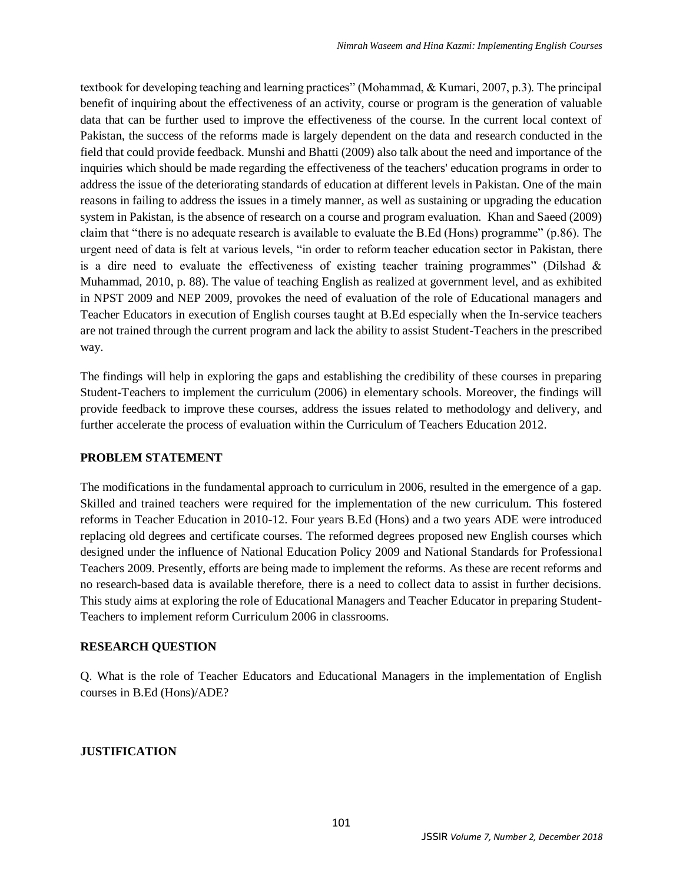textbook for developing teaching and learning practices" (Mohammad, & Kumari, 2007, p.3). The principal benefit of inquiring about the effectiveness of an activity, course or program is the generation of valuable data that can be further used to improve the effectiveness of the course. In the current local context of Pakistan, the success of the reforms made is largely dependent on the data and research conducted in the field that could provide feedback. Munshi and Bhatti (2009) also talk about the need and importance of the inquiries which should be made regarding the effectiveness of the teachers' education programs in order to address the issue of the deteriorating standards of education at different levels in Pakistan. One of the main reasons in failing to address the issues in a timely manner, as well as sustaining or upgrading the education system in Pakistan, is the absence of research on a course and program evaluation. Khan and Saeed (2009) claim that "there is no adequate research is available to evaluate the B.Ed (Hons) programme" (p.86). The urgent need of data is felt at various levels, "in order to reform teacher education sector in Pakistan, there is a dire need to evaluate the effectiveness of existing teacher training programmes" (Dilshad & Muhammad, 2010, p. 88). The value of teaching English as realized at government level, and as exhibited in NPST 2009 and NEP 2009, provokes the need of evaluation of the role of Educational managers and Teacher Educators in execution of English courses taught at B.Ed especially when the In-service teachers are not trained through the current program and lack the ability to assist Student-Teachers in the prescribed way.

The findings will help in exploring the gaps and establishing the credibility of these courses in preparing Student-Teachers to implement the curriculum (2006) in elementary schools. Moreover, the findings will provide feedback to improve these courses, address the issues related to methodology and delivery, and further accelerate the process of evaluation within the Curriculum of Teachers Education 2012.

## PROBLEM STATEMENT

The modifications in the fundamental approach to curriculum in 2006, resulted in the emergence of a gap. Skilled and trained teachers were required for the implementation of the new curriculum. This fostered reforms in Teacher Education in 2010-12. Four years B.Ed (Hons) and a two years ADE were introduced replacing old degrees and certificate courses. The reformed degrees proposed new English courses which designed under the influence of National Education Policy 2009 and National Standards for Professional Teachers 2009. Presently, efforts are being made to implement the reforms. As these are recent reforms and no research-based data is available therefore, there is a need to collect data to assist in further decisions. This study aims at exploring the role of Educational Managers and Teacher Educator in preparing Student-Teachers to implement reform Curriculum 2006 in classrooms.

## RESEARCH QUESTION

Q. What is the role of Teacher Educators and Educational Managers in the implementation of English courses in B.Ed (Hons)/ADE?

## JUSTIFICATION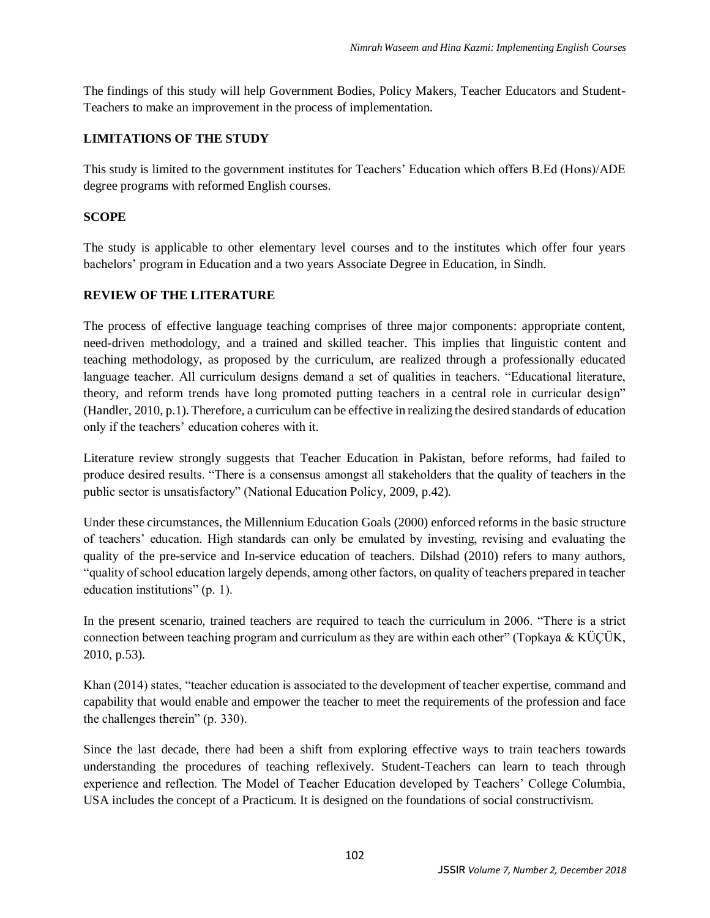The findings of this study will help Government Bodies, Policy Makers, Teacher Educators and Student-Teachers to make an improvement in the process of implementation.

## LIMITATIONS OF THE STUDY

This study is limited to the government institutes for Teachers' Education which offers B.Ed (Hons)/ADE degree programs with reformed English courses.

## SCOPE

The study is applicable to other elementary level courses and to the institutes which offer four years bachelors' program in Education and a two years Associate Degree in Education, in Sindh.

## REVIEW OF THE LITERATURE

The process of effective language teaching comprises of three major components: appropriate content, need-driven methodology, and a trained and skilled teacher. This implies that linguistic content and teaching methodology, as proposed by the curriculum, are realized through a professionally educated language teacher. All curriculum designs demand a set of qualities in teachers. "Educational literature, theory, and reform trends have long promoted putting teachers in a central role in curricular design" (Handler, 2010, p.1). Therefore, a curriculum can be effective in realizing the desired standards of education only if the teachers' education coheres with it.

Literature review strongly suggests that Teacher Education in Pakistan, before reforms, had failed to produce desired results. "There is a consensus amongst all stakeholders that the quality of teachers in the public sector is unsatisfactory" (National Education Policy, 2009, p.42).

Under these circumstances, the Millennium Education Goals (2000) enforced reforms in the basic structure of teachers' education. High standards can only be emulated by investing, revising and evaluating the quality of the pre-service and In-service education of teachers. Dilshad (2010) refers to many authors, "quality of school education largely depends, among other factors, on quality of teachers prepared in teacher education institutions" (p. 1).

In the present scenario, trained teachers are required to teach the curriculum in 2006. "There is a strict connection between teaching program and curriculum as they are within each other" (Topkaya & KÜÇÜK, 2010, p.53).

Khan (2014) states, "teacher education is associated to the development of teacher expertise, command and capability that would enable and empower the teacher to meet the requirements of the profession and face the challenges therein" (p. 330).

Since the last decade, there had been a shift from exploring effective ways to train teachers towards understanding the procedures of teaching reflexively. Student-Teachers can learn to teach through experience and reflection. The Model of Teacher Education developed by Teachers' College Columbia, USA includes the concept of a Practicum. It is designed on the foundations of social constructivism.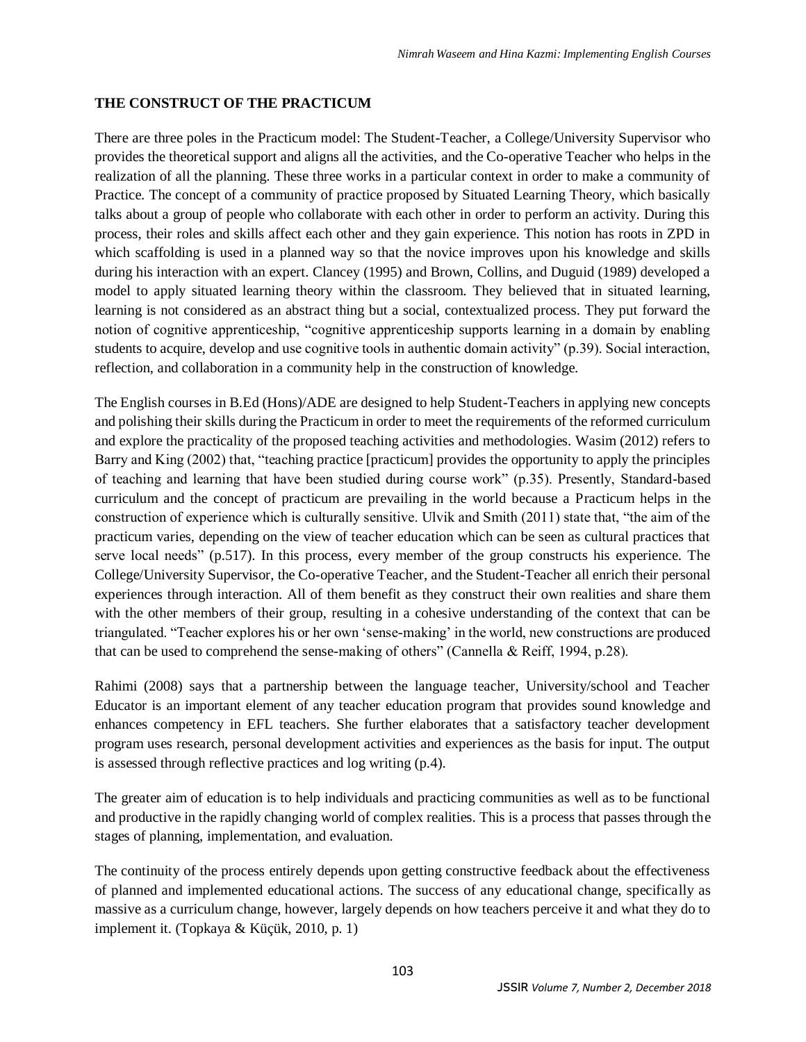## THE CONSTRUCT OF THE PRACTICUM

There are three poles in the Practicum model: The Student-Teacher, a College/University Supervisor who provides the theoretical support and aligns all the activities, and the Co-operative Teacher who helps in the realization of all the planning. These three works in a particular context in order to make a community of Practice. The concept of a community of practice proposed by Situated Learning Theory, which basically talks about a group of people who collaborate with each other in order to perform an activity. During this process, their roles and skills affect each other and they gain experience. This notion has roots in ZPD in which scaffolding is used in a planned way so that the novice improves upon his knowledge and skills during his interaction with an expert. Clancey (1995) and Brown, Collins, and Duguid (1989) developed a model to apply situated learning theory within the classroom. They believed that in situated learning, learning is not considered as an abstract thing but a social, contextualized process. They put forward the notion of cognitive apprenticeship, "cognitive apprenticeship supports learning in a domain by enabling students to acquire, develop and use cognitive tools in authentic domain activity" (p.39). Social interaction, reflection, and collaboration in a community help in the construction of knowledge.

The English courses in B.Ed (Hons)/ADE are designed to help Student-Teachers in applying new concepts and polishing their skills during the Practicum in order to meet the requirements of the reformed curriculum and explore the practicality of the proposed teaching activities and methodologies. Wasim (2012) refers to Barry and King (2002) that, "teaching practice [practicum] provides the opportunity to apply the principles of teaching and learning that have been studied during course work" (p.35). Presently, Standard-based curriculum and the concept of practicum are prevailing in the world because a Practicum helps in the construction of experience which is culturally sensitive. Ulvik and Smith (2011) state that, "the aim of the practicum varies, depending on the view of teacher education which can be seen as cultural practices that serve local needs" (p.517). In this process, every member of the group constructs his experience. The College/University Supervisor, the Co-operative Teacher, and the Student-Teacher all enrich their personal experiences through interaction. All of them benefit as they construct their own realities and share them with the other members of their group, resulting in a cohesive understanding of the context that can be triangulated. "Teacher explores his or her own 'sense-making' in the world, new constructions are produced that can be used to comprehend the sense-making of others" (Cannella & Reiff, 1994, p.28).

Rahimi (2008) says that a partnership between the language teacher, University/school and Teacher Educator is an important element of any teacher education program that provides sound knowledge and enhances competency in EFL teachers. She further elaborates that a satisfactory teacher development program uses research, personal development activities and experiences as the basis for input. The output is assessed through reflective practices and log writing (p.4).

The greater aim of education is to help individuals and practicing communities as well as to be functional and productive in the rapidly changing world of complex realities. This is a process that passes through the stages of planning, implementation, and evaluation.

The continuity of the process entirely depends upon getting constructive feedback about the effectiveness of planned and implemented educational actions. The success of any educational change, specifically as massive as a curriculum change, however, largely depends on how teachers perceive it and what they do to implement it. (Topkaya & Küçük, 2010, p. 1)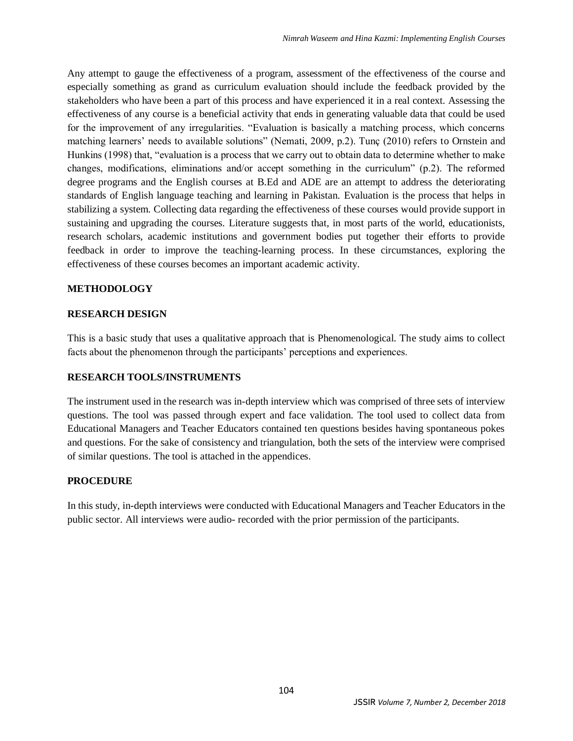Any attempt to gauge the effectiveness of a program, assessment of the effectiveness of the course and especially something as grand as curriculum evaluation should include the feedback provided by the stakeholders who have been a part of this process and have experienced it in a real context. Assessing the effectiveness of any course is a beneficial activity that ends in generating valuable data that could be used for the improvement of any irregularities. "Evaluation is basically a matching process, which concerns matching learners' needs to available solutions" (Nemati, 2009, p.2). Tunç (2010) refers to Ornstein and Hunkins (1998) that, "evaluation is a process that we carry out to obtain data to determine whether to make changes, modifications, eliminations and/or accept something in the curriculum" (p.2). The reformed degree programs and the English courses at B.Ed and ADE are an attempt to address the deteriorating standards of English language teaching and learning in Pakistan. Evaluation is the process that helps in stabilizing a system. Collecting data regarding the effectiveness of these courses would provide support in sustaining and upgrading the courses. Literature suggests that, in most parts of the world, educationists, research scholars, academic institutions and government bodies put together their efforts to provide feedback in order to improve the teaching-learning process. In these circumstances, exploring the effectiveness of these courses becomes an important academic activity.

## METHODOLOGY

### RESEARCH DESIGN

This is a basic study that uses a qualitative approach that is Phenomenological. The study aims to collect facts about the phenomenon through the participants' perceptions and experiences.

### RESEARCH TOOLS/INSTRUMENTS

The instrument used in the research was in-depth interview which was comprised of three sets of interview questions. The tool was passed through expert and face validation. The tool used to collect data from Educational Managers and Teacher Educators contained ten questions besides having spontaneous pokes and questions. For the sake of consistency and triangulation, both the sets of the interview were comprised of similar questions. The tool is attached in the appendices.

### PROCEDURE

In this study, in-depth interviews were conducted with Educational Managers and Teacher Educators in the public sector. All interviews were audio- recorded with the prior permission of the participants.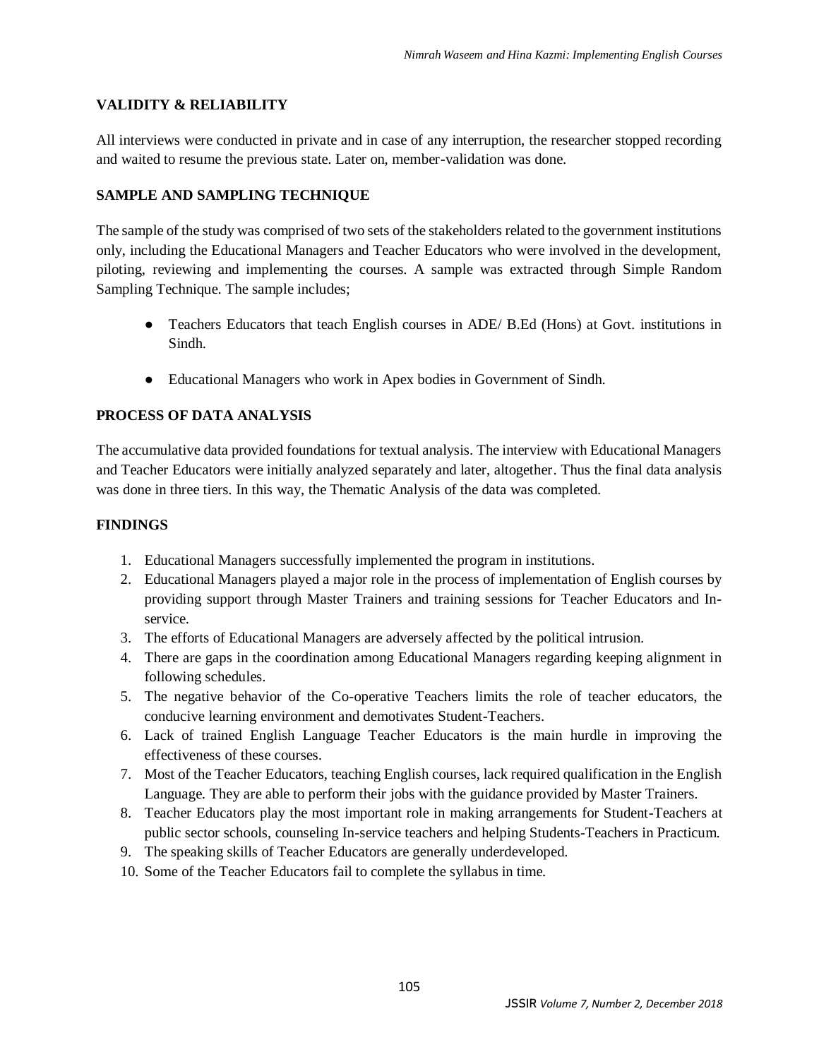## VALIDITY & RELIABILITY

All interviews were conducted in private and in case of any interruption, the researcher stopped recording and waited to resume the previous state. Later on, member-validation was done.

## SAMPLE AND SAMPLING TECHNIQUE

The sample of the study was comprised of two sets of the stakeholders related to the government institutions only, including the Educational Managers and Teacher Educators who were involved in the development, piloting, reviewing and implementing the courses. A sample was extracted through Simple Random Sampling Technique. The sample includes;

- Teachers Educators that teach English courses in ADE/ B.Ed (Hons) at Govt. institutions in Sindh.
- Educational Managers who work in Apex bodies in Government of Sindh.

## PROCESS OF DATA ANALYSIS

The accumulative data provided foundations for textual analysis. The interview with Educational Managers and Teacher Educators were initially analyzed separately and later, altogether. Thus the final data analysis was done in three tiers. In this way, the Thematic Analysis of the data was completed.

## FINDINGS

1. Educational Managers successfully implemented the program in institutions.
2. Educational Managers played a major role in the process of implementation of English courses by providing support through Master Trainers and training sessions for Teacher Educators and In-service.
3. The efforts of Educational Managers are adversely affected by the political intrusion.
4. There are gaps in the coordination among Educational Managers regarding keeping alignment in following schedules.
5. The negative behavior of the Co-operative Teachers limits the role of teacher educators, the conducive learning environment and demotivates Student-Teachers.
6. Lack of trained English Language Teacher Educators is the main hurdle in improving the effectiveness of these courses.
7. Most of the Teacher Educators, teaching English courses, lack required qualification in the English Language. They are able to perform their jobs with the guidance provided by Master Trainers.
8. Teacher Educators play the most important role in making arrangements for Student-Teachers at public sector schools, counseling In-service teachers and helping Students-Teachers in Practicum.
9. The speaking skills of Teacher Educators are generally underdeveloped.
10. Some of the Teacher Educators fail to complete the syllabus in time.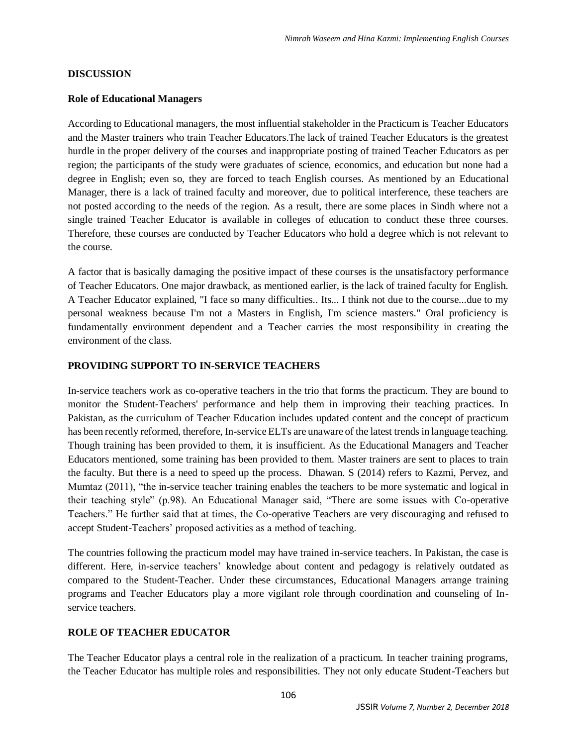## DISCUSSION

### Role of Educational Managers

According to Educational managers, the most influential stakeholder in the Practicum is Teacher Educators and the Master trainers who train Teacher Educators.The lack of trained Teacher Educators is the greatest hurdle in the proper delivery of the courses and inappropriate posting of trained Teacher Educators as per region; the participants of the study were graduates of science, economics, and education but none had a degree in English; even so, they are forced to teach English courses. As mentioned by an Educational Manager, there is a lack of trained faculty and moreover, due to political interference, these teachers are not posted according to the needs of the region. As a result, there are some places in Sindh where not a single trained Teacher Educator is available in colleges of education to conduct these three courses. Therefore, these courses are conducted by Teacher Educators who hold a degree which is not relevant to the course.

A factor that is basically damaging the positive impact of these courses is the unsatisfactory performance of Teacher Educators. One major drawback, as mentioned earlier, is the lack of trained faculty for English. A Teacher Educator explained, "I face so many difficulties.. Its... I think not due to the course...due to my personal weakness because I'm not a Masters in English, I'm science masters." Oral proficiency is fundamentally environment dependent and a Teacher carries the most responsibility in creating the environment of the class.

## PROVIDING SUPPORT TO IN-SERVICE TEACHERS

In-service teachers work as co-operative teachers in the trio that forms the practicum. They are bound to monitor the Student-Teachers' performance and help them in improving their teaching practices. In Pakistan, as the curriculum of Teacher Education includes updated content and the concept of practicum has been recently reformed, therefore, In-service ELTs are unaware of the latest trends in language teaching. Though training has been provided to them, it is insufficient. As the Educational Managers and Teacher Educators mentioned, some training has been provided to them. Master trainers are sent to places to train the faculty. But there is a need to speed up the process. Dhawan. S (2014) refers to Kazmi, Pervez, and Mumtaz (2011), "the in-service teacher training enables the teachers to be more systematic and logical in their teaching style" (p.98). An Educational Manager said, "There are some issues with Co-operative Teachers." He further said that at times, the Co-operative Teachers are very discouraging and refused to accept Student-Teachers' proposed activities as a method of teaching.

The countries following the practicum model may have trained in-service teachers. In Pakistan, the case is different. Here, in-service teachers' knowledge about content and pedagogy is relatively outdated as compared to the Student-Teacher. Under these circumstances, Educational Managers arrange training programs and Teacher Educators play a more vigilant role through coordination and counseling of In-service teachers.

## ROLE OF TEACHER EDUCATOR

The Teacher Educator plays a central role in the realization of a practicum. In teacher training programs, the Teacher Educator has multiple roles and responsibilities. They not only educate Student-Teachers but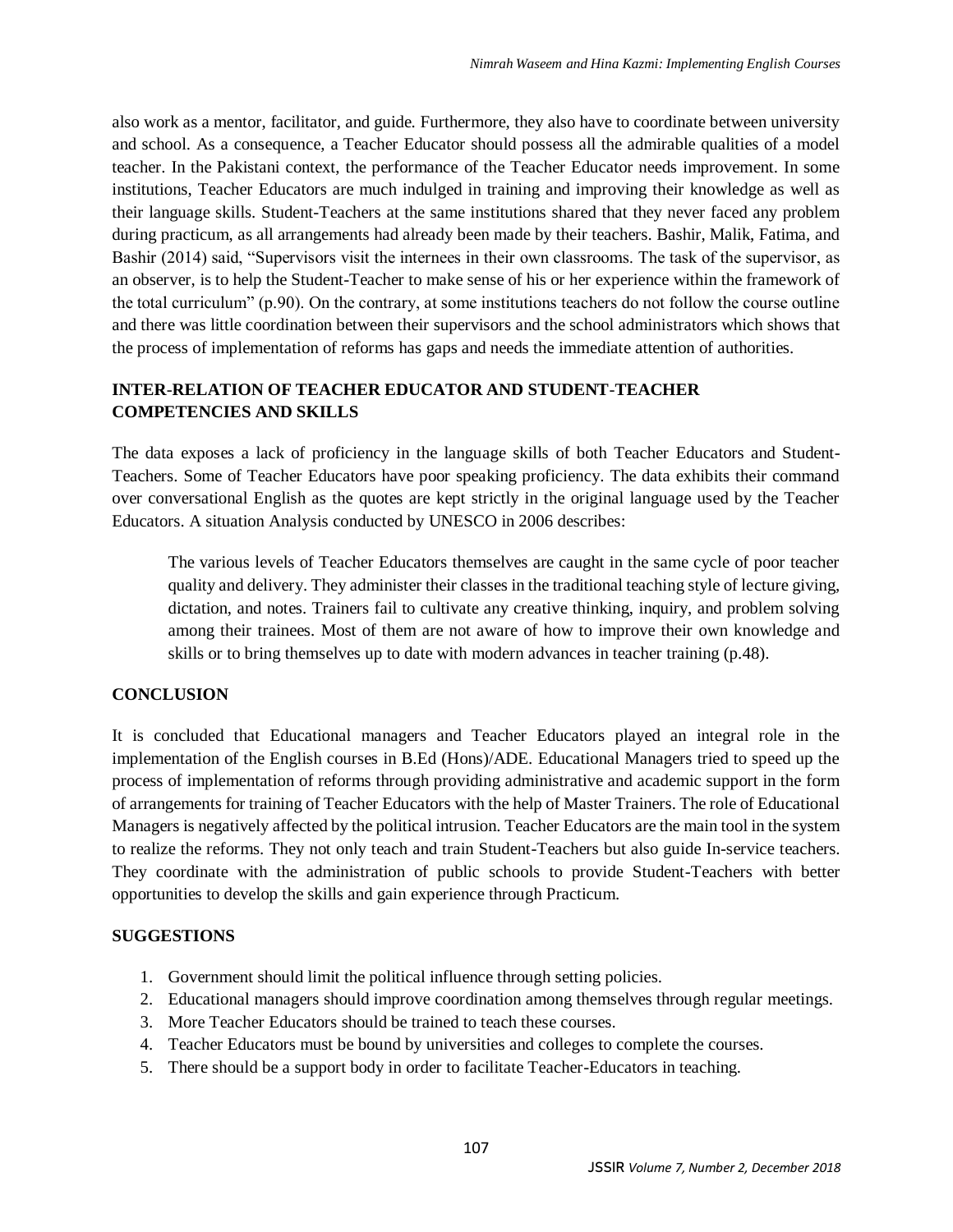also work as a mentor, facilitator, and guide. Furthermore, they also have to coordinate between university and school. As a consequence, a Teacher Educator should possess all the admirable qualities of a model teacher. In the Pakistani context, the performance of the Teacher Educator needs improvement. In some institutions, Teacher Educators are much indulged in training and improving their knowledge as well as their language skills. Student-Teachers at the same institutions shared that they never faced any problem during practicum, as all arrangements had already been made by their teachers. Bashir, Malik, Fatima, and Bashir (2014) said, "Supervisors visit the internees in their own classrooms. The task of the supervisor, as an observer, is to help the Student-Teacher to make sense of his or her experience within the framework of the total curriculum" (p.90). On the contrary, at some institutions teachers do not follow the course outline and there was little coordination between their supervisors and the school administrators which shows that the process of implementation of reforms has gaps and needs the immediate attention of authorities.

## INTER-RELATION OF TEACHER EDUCATOR AND STUDENT-TEACHER COMPETENCIES AND SKILLS

The data exposes a lack of proficiency in the language skills of both Teacher Educators and Student-Teachers. Some of Teacher Educators have poor speaking proficiency. The data exhibits their command over conversational English as the quotes are kept strictly in the original language used by the Teacher Educators. A situation Analysis conducted by UNESCO in 2006 describes:

> The various levels of Teacher Educators themselves are caught in the same cycle of poor teacher quality and delivery. They administer their classes in the traditional teaching style of lecture giving, dictation, and notes. Trainers fail to cultivate any creative thinking, inquiry, and problem solving among their trainees. Most of them are not aware of how to improve their own knowledge and skills or to bring themselves up to date with modern advances in teacher training (p.48).

## CONCLUSION

It is concluded that Educational managers and Teacher Educators played an integral role in the implementation of the English courses in B.Ed (Hons)/ADE. Educational Managers tried to speed up the process of implementation of reforms through providing administrative and academic support in the form of arrangements for training of Teacher Educators with the help of Master Trainers. The role of Educational Managers is negatively affected by the political intrusion. Teacher Educators are the main tool in the system to realize the reforms. They not only teach and train Student-Teachers but also guide In-service teachers. They coordinate with the administration of public schools to provide Student-Teachers with better opportunities to develop the skills and gain experience through Practicum.

## SUGGESTIONS

1. Government should limit the political influence through setting policies.
2. Educational managers should improve coordination among themselves through regular meetings.
3. More Teacher Educators should be trained to teach these courses.
4. Teacher Educators must be bound by universities and colleges to complete the courses.
5. There should be a support body in order to facilitate Teacher-Educators in teaching.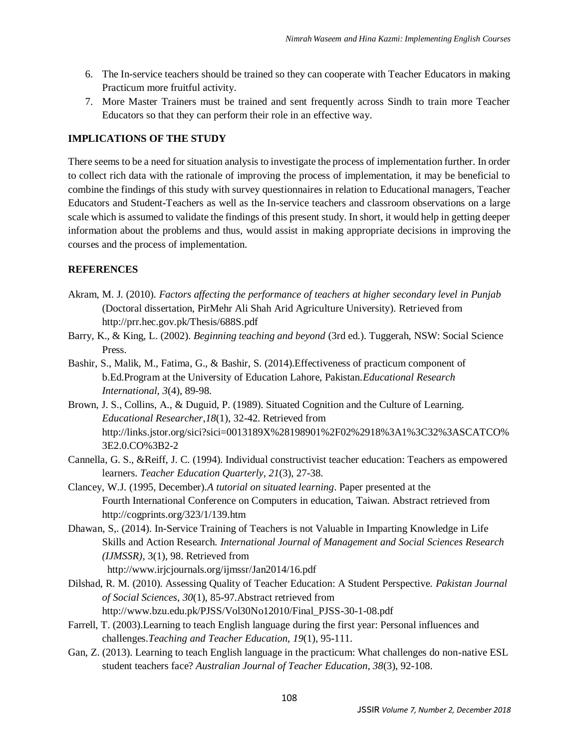6. The In-service teachers should be trained so they can cooperate with Teacher Educators in making Practicum more fruitful activity.
7. More Master Trainers must be trained and sent frequently across Sindh to train more Teacher Educators so that they can perform their role in an effective way.

## IMPLICATIONS OF THE STUDY

There seems to be a need for situation analysis to investigate the process of implementation further. In order to collect rich data with the rationale of improving the process of implementation, it may be beneficial to combine the findings of this study with survey questionnaires in relation to Educational managers, Teacher Educators and Student-Teachers as well as the In-service teachers and classroom observations on a large scale which is assumed to validate the findings of this present study. In short, it would help in getting deeper information about the problems and thus, would assist in making appropriate decisions in improving the courses and the process of implementation.

## REFERENCES

Akram, M. J. (2010). *Factors affecting the performance of teachers at higher secondary level in Punjab* (Doctoral dissertation, PirMehr Ali Shah Arid Agriculture University). Retrieved from http://prr.hec.gov.pk/Thesis/688S.pdf

Barry, K., & King, L. (2002). *Beginning teaching and beyond* (3rd ed.). Tuggerah, NSW: Social Science Press.

Bashir, S., Malik, M., Fatima, G., & Bashir, S. (2014).Effectiveness of practicum component of b.Ed.Program at the University of Education Lahore, Pakistan.*Educational Research International*, *3*(4), 89-98.

Brown, J. S., Collins, A., & Duguid, P. (1989). Situated Cognition and the Culture of Learning. *Educational Researcher*,*18*(1), 32-42. Retrieved from http://links.jstor.org/sici?sici=0013189X%28198901%2F02%2918%3A1%3C32%3ASCATCO%3E2.0.CO%3B2-2

Cannella, G. S., &Reiff, J. C. (1994). Individual constructivist teacher education: Teachers as empowered learners. *Teacher Education Quarterly*, *21*(3), 27-38.

Clancey, W.J. (1995, December).*A tutorial on situated learning*. Paper presented at the Fourth International Conference on Computers in education, Taiwan. Abstract retrieved from http://cogprints.org/323/1/139.htm

Dhawan, S,. (2014). In-Service Training of Teachers is not Valuable in Imparting Knowledge in Life Skills and Action Research. *International Journal of Management and Social Sciences Research (IJMSSR),* 3(1), 98. Retrieved from http://www.irjcjournals.org/ijmssr/Jan2014/16.pdf

Dilshad, R. M. (2010). Assessing Quality of Teacher Education: A Student Perspective. *Pakistan Journal of Social Sciences*, *30*(1), 85-97.Abstract retrieved from http://www.bzu.edu.pk/PJSS/Vol30No12010/Final_PJSS-30-1-08.pdf

Farrell, T. (2003).Learning to teach English language during the first year: Personal influences and challenges.*Teaching and Teacher Education*, *19*(1), 95-111.

Gan, Z. (2013). Learning to teach English language in the practicum: What challenges do non-native ESL student teachers face? *Australian Journal of Teacher Education*, *38*(3), 92-108.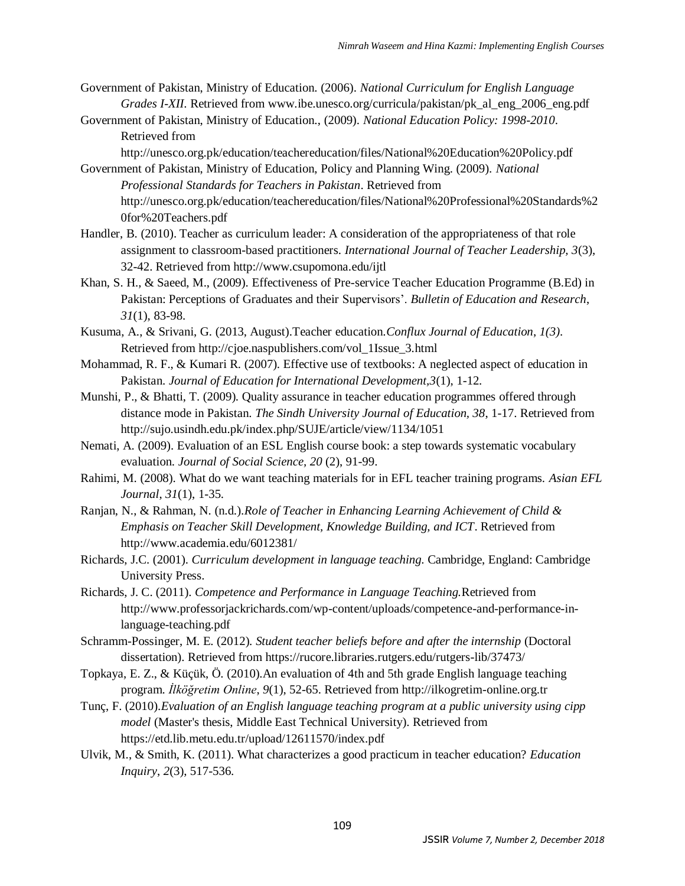Government of Pakistan, Ministry of Education. (2006). *National Curriculum for English Language Grades I-XII.* Retrieved from www.ibe.unesco.org/curricula/pakistan/pk_al_eng_2006_eng.pdf

Government of Pakistan, Ministry of Education., (2009). *National Education Policy: 1998-2010*. Retrieved from http://unesco.org.pk/education/teachereducation/files/National%20Education%20Policy.pdf

Government of Pakistan, Ministry of Education, Policy and Planning Wing. (2009). *National Professional Standards for Teachers in Pakistan*. Retrieved from http://unesco.org.pk/education/teachereducation/files/National%20Professional%20Standards%20for%20Teachers.pdf

Handler, B. (2010). Teacher as curriculum leader: A consideration of the appropriateness of that role assignment to classroom-based practitioners. *International Journal of Teacher Leadership, 3*(3), 32-42. Retrieved from http://www.csupomona.edu/ijtl

Khan, S. H., & Saeed, M., (2009). Effectiveness of Pre-service Teacher Education Programme (B.Ed) in Pakistan: Perceptions of Graduates and their Supervisors'. *Bulletin of Education and Research*, *31*(1), 83-98.

Kusuma, A., & Srivani, G. (2013, August).Teacher education.*Conflux Journal of Education*, *1(3)*. Retrieved from http://cjoe.naspublishers.com/vol_1Issue_3.html

Mohammad, R. F., & Kumari R. (2007). Effective use of textbooks: A neglected aspect of education in Pakistan. *Journal of Education for International Development,3*(1), 1-12.

Munshi, P., & Bhatti, T. (2009). Quality assurance in teacher education programmes offered through distance mode in Pakistan. *The Sindh University Journal of Education, 38*, 1-17. Retrieved from http://sujo.usindh.edu.pk/index.php/SUJE/article/view/1134/1051

Nemati, A. (2009). Evaluation of an ESL English course book: a step towards systematic vocabulary evaluation. *Journal of Social Science, 20* (2), 91-99.

Rahimi, M. (2008). What do we want teaching materials for in EFL teacher training programs. *Asian EFL Journal*, *31*(1), 1-35.

Ranjan, N., & Rahman, N. (n.d.).*Role of Teacher in Enhancing Learning Achievement of Child & Emphasis on Teacher Skill Development, Knowledge Building, and ICT*. Retrieved from http://www.academia.edu/6012381/

Richards, J.C. (2001). *Curriculum development in language teaching.* Cambridge, England: Cambridge University Press.

Richards, J. C. (2011). *Competence and Performance in Language Teaching.*Retrieved from http://www.professorjackrichards.com/wp-content/uploads/competence-and-performance-in-language-teaching.pdf

Schramm-Possinger, M. E. (2012). *Student teacher beliefs before and after the internship* (Doctoral dissertation). Retrieved from https://rucore.libraries.rutgers.edu/rutgers-lib/37473/

Topkaya, E. Z., & Küçük, Ö. (2010).An evaluation of 4th and 5th grade English language teaching program. *İlköğretim Online*, *9*(1), 52-65. Retrieved from http://ilkogretim-online.org.tr

Tunç, F. (2010).*Evaluation of an English language teaching program at a public university using cipp model* (Master's thesis, Middle East Technical University). Retrieved from https://etd.lib.metu.edu.tr/upload/12611570/index.pdf

Ulvik, M., & Smith, K. (2011). What characterizes a good practicum in teacher education? *Education Inquiry*, *2*(3), 517-536.